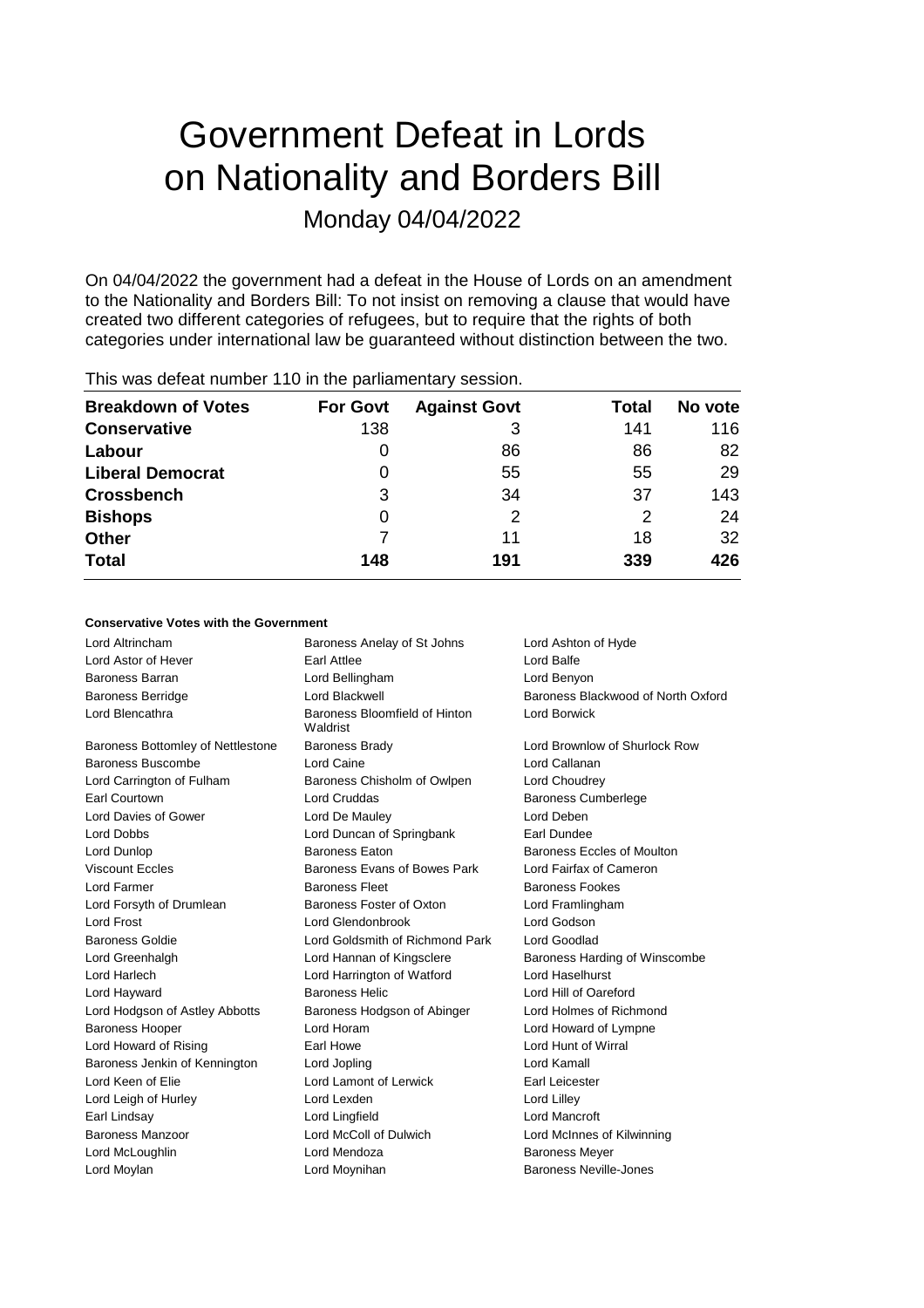# Government Defeat in Lords on Nationality and Borders Bill

Monday 04/04/2022

On 04/04/2022 the government had a defeat in the House of Lords on an amendment to the Nationality and Borders Bill: To not insist on removing a clause that would have created two different categories of refugees, but to require that the rights of both categories under international law be guaranteed without distinction between the two.

This was defeat number 110 in the parliamentary session.

| Breakdown of Votes | For Govt | Against Govt | Total | No vote |
|---|---|---|---|---|
| **Conservative** | 138 | 3 | 141 | 116 |
| **Labour** | 0 | 86 | 86 | 82 |
| **Liberal Democrat** | 0 | 55 | 55 | 29 |
| **Crossbench** | 3 | 34 | 37 | 143 |
| **Bishops** | 0 | 2 | 2 | 24 |
| **Other** | 7 | 11 | 18 | 32 |
| **Total** | **148** | **191** | **339** | **426** |

#### Conservative Votes with the Government

| | | |
|---|---|---|
| Lord Altrincham | Baroness Anelay of St Johns | Lord Ashton of Hyde |
| Lord Astor of Hever | Earl Attlee | Lord Balfe |
| Baroness Barran | Lord Bellingham | Lord Benyon |
| Baroness Berridge | Lord Blackwell | Baroness Blackwood of North Oxford |
| Lord Blencathra | Baroness Bloomfield of Hinton Waldrist | Lord Borwick |
| Baroness Bottomley of Nettlestone | Baroness Brady | Lord Brownlow of Shurlock Row |
| Baroness Buscombe | Lord Caine | Lord Callanan |
| Lord Carrington of Fulham | Baroness Chisholm of Owlpen | Lord Choudrey |
| Earl Courtown | Lord Cruddas | Baroness Cumberlege |
| Lord Davies of Gower | Lord De Mauley | Lord Deben |
| Lord Dobbs | Lord Duncan of Springbank | Earl Dundee |
| Lord Dunlop | Baroness Eaton | Baroness Eccles of Moulton |
| Viscount Eccles | Baroness Evans of Bowes Park | Lord Fairfax of Cameron |
| Lord Farmer | Baroness Fleet | Baroness Fookes |
| Lord Forsyth of Drumlean | Baroness Foster of Oxton | Lord Framlingham |
| Lord Frost | Lord Glendonbrook | Lord Godson |
| Baroness Goldie | Lord Goldsmith of Richmond Park | Lord Goodlad |
| Lord Greenhalgh | Lord Hannan of Kingsclere | Baroness Harding of Winscombe |
| Lord Harlech | Lord Harrington of Watford | Lord Haselhurst |
| Lord Hayward | Baroness Helic | Lord Hill of Oareford |
| Lord Hodgson of Astley Abbotts | Baroness Hodgson of Abinger | Lord Holmes of Richmond |
| Baroness Hooper | Lord Horam | Lord Howard of Lympne |
| Lord Howard of Rising | Earl Howe | Lord Hunt of Wirral |
| Baroness Jenkin of Kennington | Lord Jopling | Lord Kamall |
| Lord Keen of Elie | Lord Lamont of Lerwick | Earl Leicester |
| Lord Leigh of Hurley | Lord Lexden | Lord Lilley |
| Earl Lindsay | Lord Lingfield | Lord Mancroft |
| Baroness Manzoor | Lord McColl of Dulwich | Lord McInnes of Kilwinning |
| Lord McLoughlin | Lord Mendoza | Baroness Meyer |
| Lord Moylan | Lord Moynihan | Baroness Neville-Jones |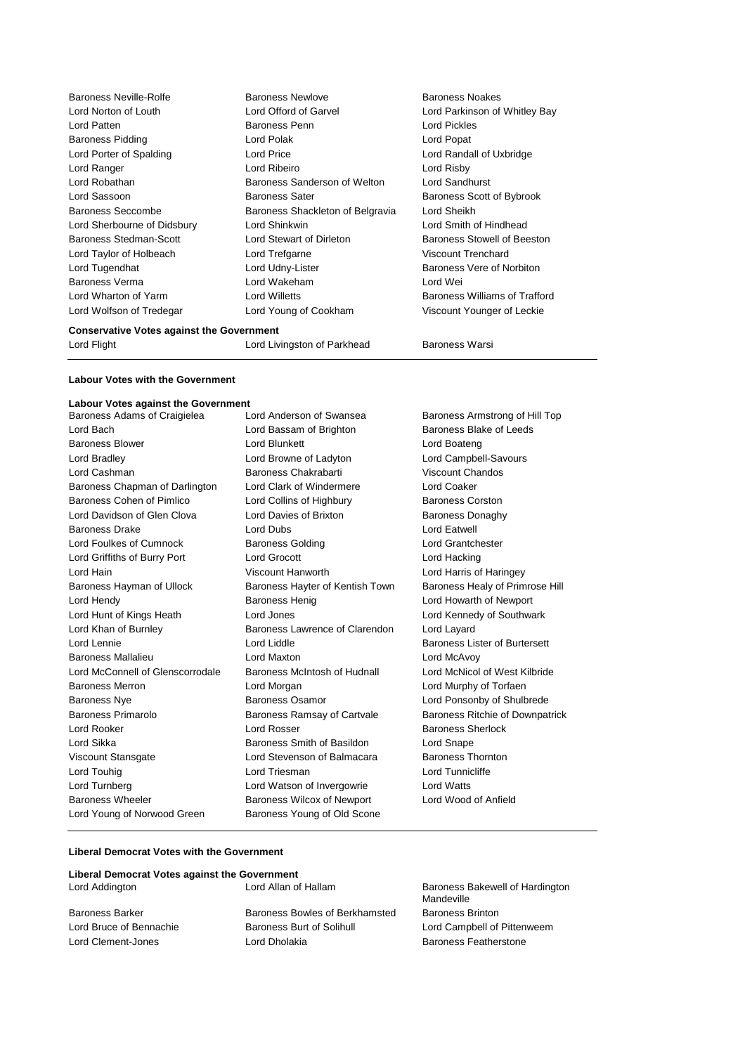Baroness Neville-Rolfe, Baroness Newlove, Baroness Noakes, Lord Norton of Louth, Lord Offord of Garvel, Lord Parkinson of Whitley Bay, Lord Patten, Baroness Penn, Lord Pickles, Baroness Pidding, Lord Polak, Lord Popat, Lord Porter of Spalding, Lord Price, Lord Randall of Uxbridge, Lord Ranger, Lord Ribeiro, Lord Risby, Lord Robathan, Baroness Sanderson of Welton, Lord Sandhurst, Lord Sassoon, Baroness Sater, Baroness Scott of Bybrook, Baroness Seccombe, Baroness Shackleton of Belgravia, Lord Sheikh, Lord Sherbourne of Didsbury, Lord Shinkwin, Lord Smith of Hindhead, Baroness Stedman-Scott, Lord Stewart of Dirleton, Baroness Stowell of Beeston, Lord Taylor of Holbeach, Lord Trefgarne, Viscount Trenchard, Lord Tugendhat, Lord Udny-Lister, Baroness Vere of Norbiton, Baroness Verma, Lord Wakeham, Lord Wei, Lord Wharton of Yarm, Lord Willetts, Baroness Williams of Trafford, Lord Wolfson of Tredegar, Lord Young of Cookham, Viscount Younger of Leckie

**Conservative Votes against the Government**

Lord Flight, Lord Livingston of Parkhead, Baroness Warsi

**Labour Votes with the Government**

**Labour Votes against the Government**

Baroness Adams of Craigielea, Lord Anderson of Swansea, Baroness Armstrong of Hill Top, Lord Bach, Lord Bassam of Brighton, Baroness Blake of Leeds, Baroness Blower, Lord Blunkett, Lord Boateng, Lord Bradley, Lord Browne of Ladyton, Lord Campbell-Savours, Lord Cashman, Baroness Chakrabarti, Viscount Chandos, Baroness Chapman of Darlington, Lord Clark of Windermere, Lord Coaker, Baroness Cohen of Pimlico, Lord Collins of Highbury, Baroness Corston, Lord Davidson of Glen Clova, Lord Davies of Brixton, Baroness Donaghy, Baroness Drake, Lord Dubs, Lord Eatwell, Lord Foulkes of Cumnock, Baroness Golding, Lord Grantchester, Lord Griffiths of Burry Port, Lord Grocott, Lord Hacking, Lord Hain, Viscount Hanworth, Lord Harris of Haringey, Baroness Hayman of Ullock, Baroness Hayter of Kentish Town, Baroness Healy of Primrose Hill, Lord Hendy, Baroness Henig, Lord Howarth of Newport, Lord Hunt of Kings Heath, Lord Jones, Lord Kennedy of Southwark, Lord Khan of Burnley, Baroness Lawrence of Clarendon, Lord Layard, Lord Lennie, Lord Liddle, Baroness Lister of Burtersett, Baroness Mallalieu, Lord Maxton, Lord McAvoy, Lord McConnell of Glenscorrodale, Baroness McIntosh of Hudnall, Lord McNicol of West Kilbride, Baroness Merron, Lord Morgan, Lord Murphy of Torfaen, Baroness Nye, Baroness Osamor, Lord Ponsonby of Shulbrede, Baroness Primarolo, Baroness Ramsay of Cartvale, Baroness Ritchie of Downpatrick, Lord Rooker, Lord Rosser, Baroness Sherlock, Lord Sikka, Baroness Smith of Basildon, Lord Snape, Viscount Stansgate, Lord Stevenson of Balmacara, Baroness Thornton, Lord Touhig, Lord Triesman, Lord Tunnicliffe, Lord Turnberg, Lord Watson of Invergowrie, Lord Watts, Baroness Wheeler, Baroness Wilcox of Newport, Lord Wood of Anfield, Lord Young of Norwood Green, Baroness Young of Old Scone

**Liberal Democrat Votes with the Government**

**Liberal Democrat Votes against the Government**

Lord Addington, Lord Allan of Hallam, Baroness Bakewell of Hardington Mandeville, Baroness Barker, Baroness Bowles of Berkhamsted, Baroness Brinton, Lord Bruce of Bennachie, Baroness Burt of Solihull, Lord Campbell of Pittenweem, Lord Clement-Jones, Lord Dholakia, Baroness Featherstone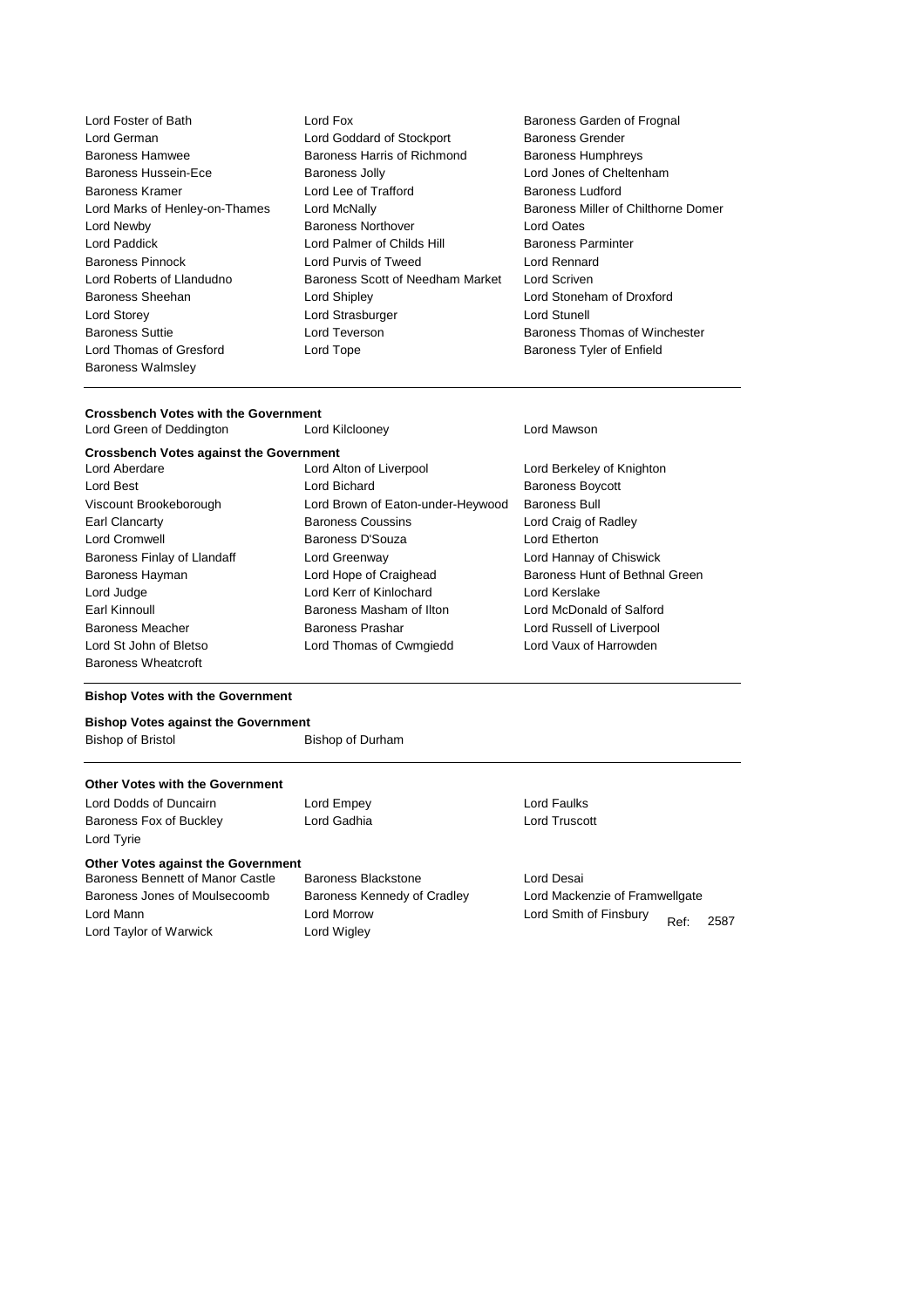| | | |
|---|---|---|
| Lord Foster of Bath | Lord Fox | Baroness Garden of Frognal |
| Lord German | Lord Goddard of Stockport | Baroness Grender |
| Baroness Hamwee | Baroness Harris of Richmond | Baroness Humphreys |
| Baroness Hussein-Ece | Baroness Jolly | Lord Jones of Cheltenham |
| Baroness Kramer | Lord Lee of Trafford | Baroness Ludford |
| Lord Marks of Henley-on-Thames | Lord McNally | Baroness Miller of Chilthorne Domer |
| Lord Newby | Baroness Northover | Lord Oates |
| Lord Paddick | Lord Palmer of Childs Hill | Baroness Parminter |
| Baroness Pinnock | Lord Purvis of Tweed | Lord Rennard |
| Lord Roberts of Llandudno | Baroness Scott of Needham Market | Lord Scriven |
| Baroness Sheehan | Lord Shipley | Lord Stoneham of Droxford |
| Lord Storey | Lord Strasburger | Lord Stunell |
| Baroness Suttie | Lord Teverson | Baroness Thomas of Winchester |
| Lord Thomas of Gresford | Lord Tope | Baroness Tyler of Enfield |
| Baroness Walmsley | | |

**Crossbench Votes with the Government**

| | | |
|---|---|---|
| Lord Green of Deddington | Lord Kilclooney | Lord Mawson |

**Crossbench Votes against the Government**

| | | |
|---|---|---|
| Lord Aberdare | Lord Alton of Liverpool | Lord Berkeley of Knighton |
| Lord Best | Lord Bichard | Baroness Boycott |
| Viscount Brookeborough | Lord Brown of Eaton-under-Heywood | Baroness Bull |
| Earl Clancarty | Baroness Coussins | Lord Craig of Radley |
| Lord Cromwell | Baroness D'Souza | Lord Etherton |
| Baroness Finlay of Llandaff | Lord Greenway | Lord Hannay of Chiswick |
| Baroness Hayman | Lord Hope of Craighead | Baroness Hunt of Bethnal Green |
| Lord Judge | Lord Kerr of Kinlochard | Lord Kerslake |
| Earl Kinnoull | Baroness Masham of Ilton | Lord McDonald of Salford |
| Baroness Meacher | Baroness Prashar | Lord Russell of Liverpool |
| Lord St John of Bletso | Lord Thomas of Cwmgiedd | Lord Vaux of Harrowden |
| Baroness Wheatcroft | | |

**Bishop Votes with the Government**

**Bishop Votes against the Government**

| | |
|---|---|
| Bishop of Bristol | Bishop of Durham |

**Other Votes with the Government**

| | | |
|---|---|---|
| Lord Dodds of Duncairn | Lord Empey | Lord Faulks |
| Baroness Fox of Buckley | Lord Gadhia | Lord Truscott |
| Lord Tyrie | | |

**Other Votes against the Government**

| | | |
|---|---|---|
| Baroness Bennett of Manor Castle | Baroness Blackstone | Lord Desai |
| Baroness Jones of Moulsecoomb | Baroness Kennedy of Cradley | Lord Mackenzie of Framwellgate |
| Lord Mann | Lord Morrow | Lord Smith of Finsbury |
| Lord Taylor of Warwick | Lord Wigley | |

Ref: 2587